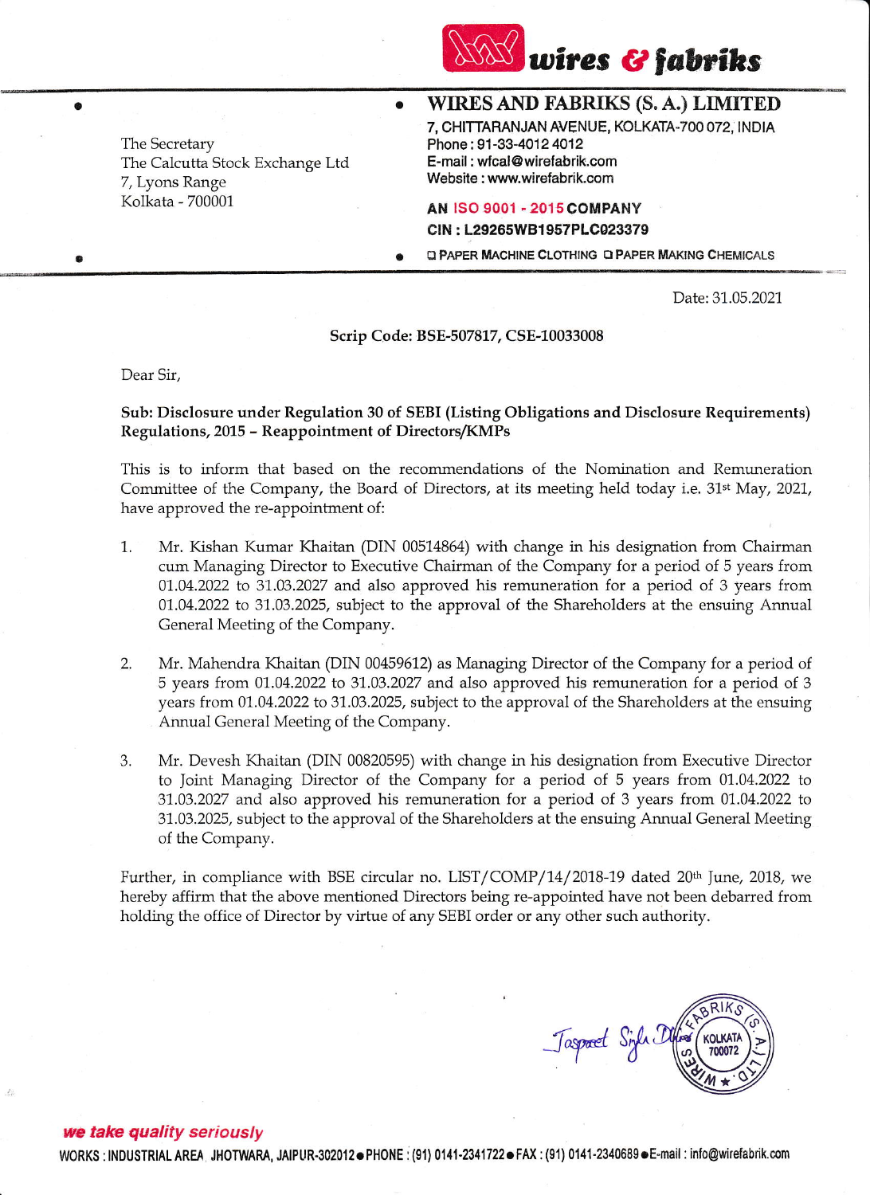wires & fabriks

**WIRES AND FABRIKS (S. A.) LIMITED**

7, CHITTARANJAN AVENUE, KOLKATA-700 072, INDIA
Phone : 91-33-4012 4012
E-mail : wfcal@wirefabrik.com
Website : www.wirefabrik.com

AN ISO 9001 - 2015 COMPANY
CIN : L29265WB1957PLC023379

❑ PAPER MACHINE CLOTHING ❑ PAPER MAKING CHEMICALS

The Secretary
The Calcutta Stock Exchange Ltd
7, Lyons Range
Kolkata - 700001

Date: 31.05.2021

**Scrip Code: BSE-507817, CSE-10033008**

Dear Sir,

**Sub: Disclosure under Regulation 30 of SEBI (Listing Obligations and Disclosure Requirements) Regulations, 2015 – Reappointment of Directors/KMPs**

This is to inform that based on the recommendations of the Nomination and Remuneration Committee of the Company, the Board of Directors, at its meeting held today i.e. 31st May, 2021, have approved the re-appointment of:

1. Mr. Kishan Kumar Khaitan (DIN 00514864) with change in his designation from Chairman cum Managing Director to Executive Chairman of the Company for a period of 5 years from 01.04.2022 to 31.03.2027 and also approved his remuneration for a period of 3 years from 01.04.2022 to 31.03.2025, subject to the approval of the Shareholders at the ensuing Annual General Meeting of the Company.

2. Mr. Mahendra Khaitan (DIN 00459612) as Managing Director of the Company for a period of 5 years from 01.04.2022 to 31.03.2027 and also approved his remuneration for a period of 3 years from 01.04.2022 to 31.03.2025, subject to the approval of the Shareholders at the ensuing Annual General Meeting of the Company.

3. Mr. Devesh Khaitan (DIN 00820595) with change in his designation from Executive Director to Joint Managing Director of the Company for a period of 5 years from 01.04.2022 to 31.03.2027 and also approved his remuneration for a period of 3 years from 01.04.2022 to 31.03.2025, subject to the approval of the Shareholders at the ensuing Annual General Meeting of the Company.

Further, in compliance with BSE circular no. LIST/COMP/14/2018-19 dated 20th June, 2018, we hereby affirm that the above mentioned Directors being re-appointed have not been debarred from holding the office of Director by virtue of any SEBI order or any other such authority.

Jaspreet Singh Dhir

*we take quality seriously*

WORKS : INDUSTRIAL AREA JHOTWARA, JAIPUR-302012 • PHONE : (91) 0141-2341722 • FAX : (91) 0141-2340689 • E-mail : info@wirefabrik.com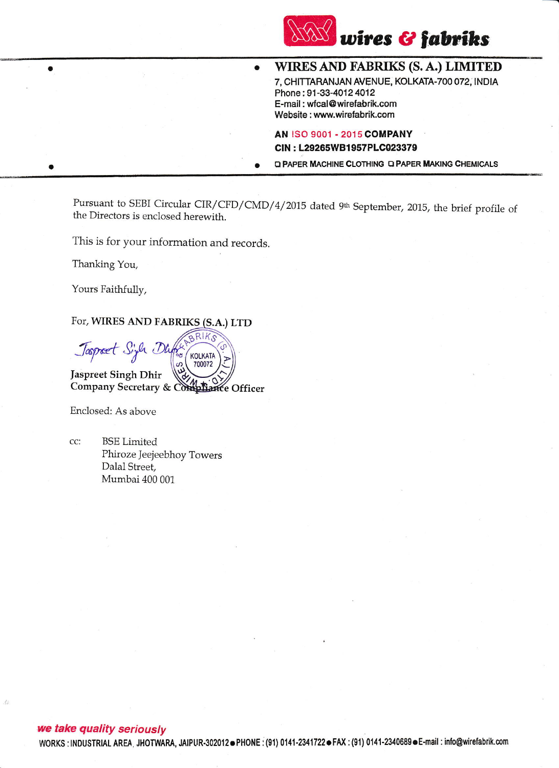**wires & fabriks**

**WIRES AND FABRIKS (S. A.) LIMITED**
7, CHITTARANJAN AVENUE, KOLKATA-700 072, INDIA
Phone : 91-33-4012 4012
E-mail : wfcal@wirefabrik.com
Website : www.wirefabrik.com

**AN ISO 9001 - 2015 COMPANY**
**CIN : L29265WB1957PLC023379**

❑ PAPER MACHINE CLOTHING ❑ PAPER MAKING CHEMICALS

Pursuant to SEBI Circular CIR/CFD/CMD/4/2015 dated 9th September, 2015, the brief profile of the Directors is enclosed herewith.

This is for your information and records.

Thanking You,

Yours Faithfully,

For, **WIRES AND FABRIKS (S.A.) LTD**

Jaspreet Singh Dhir
Company Secretary & Compliance Officer

Enclosed: As above

cc: BSE Limited
Phiroze Jeejeebhoy Towers
Dalal Street,
Mumbai 400 001

*we take quality seriously*

WORKS : INDUSTRIAL AREA, JHOTWARA, JAIPUR-302012 • PHONE : (91) 0141-2341722 • FAX : (91) 0141-2340689 • E-mail : info@wirefabrik.com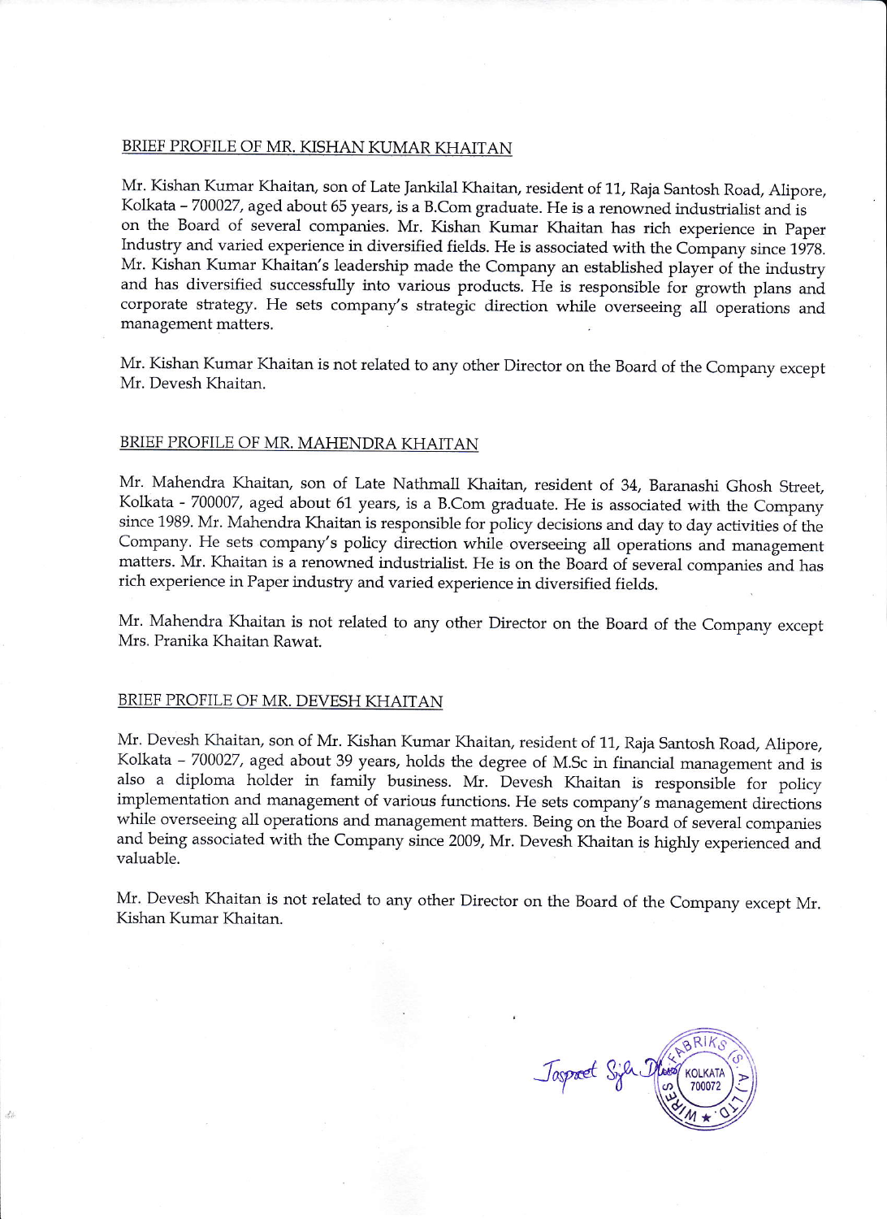## BRIEF PROFILE OF MR. KISHAN KUMAR KHAITAN

Mr. Kishan Kumar Khaitan, son of Late Jankilal Khaitan, resident of 11, Raja Santosh Road, Alipore, Kolkata – 700027, aged about 65 years, is a B.Com graduate. He is a renowned industrialist and is on the Board of several companies. Mr. Kishan Kumar Khaitan has rich experience in Paper Industry and varied experience in diversified fields. He is associated with the Company since 1978. Mr. Kishan Kumar Khaitan's leadership made the Company an established player of the industry and has diversified successfully into various products. He is responsible for growth plans and corporate strategy. He sets company's strategic direction while overseeing all operations and management matters.

Mr. Kishan Kumar Khaitan is not related to any other Director on the Board of the Company except Mr. Devesh Khaitan.

## BRIEF PROFILE OF MR. MAHENDRA KHAITAN

Mr. Mahendra Khaitan, son of Late Nathmall Khaitan, resident of 34, Baranashi Ghosh Street, Kolkata - 700007, aged about 61 years, is a B.Com graduate. He is associated with the Company since 1989. Mr. Mahendra Khaitan is responsible for policy decisions and day to day activities of the Company. He sets company's policy direction while overseeing all operations and management matters. Mr. Khaitan is a renowned industrialist. He is on the Board of several companies and has rich experience in Paper industry and varied experience in diversified fields.

Mr. Mahendra Khaitan is not related to any other Director on the Board of the Company except Mrs. Pranika Khaitan Rawat.

## BRIEF PROFILE OF MR. DEVESH KHAITAN

Mr. Devesh Khaitan, son of Mr. Kishan Kumar Khaitan, resident of 11, Raja Santosh Road, Alipore, Kolkata – 700027, aged about 39 years, holds the degree of M.Sc in financial management and is also a diploma holder in family business. Mr. Devesh Khaitan is responsible for policy implementation and management of various functions. He sets company's management directions while overseeing all operations and management matters. Being on the Board of several companies and being associated with the Company since 2009, Mr. Devesh Khaitan is highly experienced and valuable.

Mr. Devesh Khaitan is not related to any other Director on the Board of the Company except Mr. Kishan Kumar Khaitan.

Jaspreet Singh Dhillon

WIRES & FABRIKS (S.A.) LTD. KOLKATA 700072